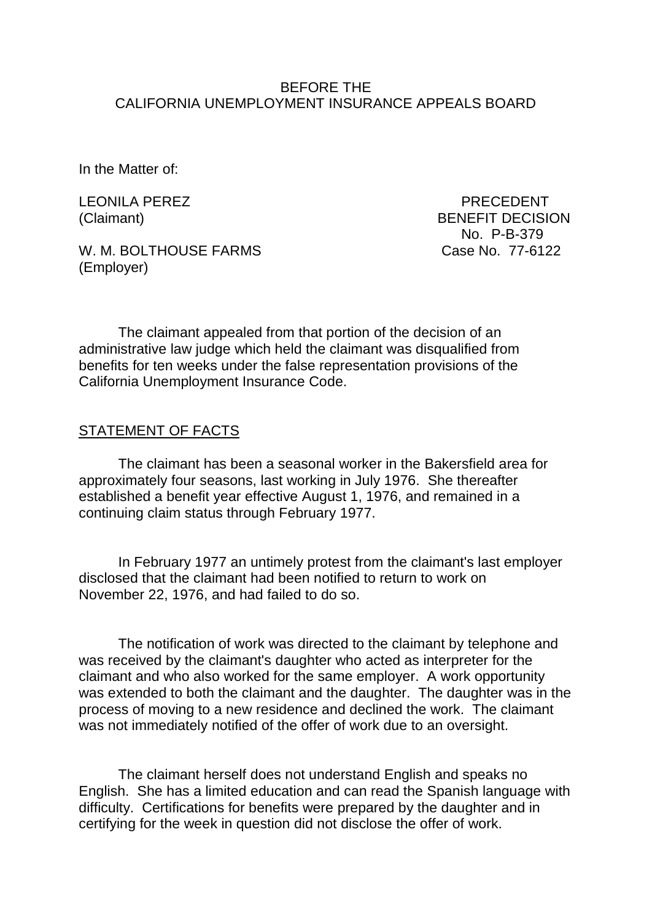BEFORE THE
CALIFORNIA UNEMPLOYMENT INSURANCE APPEALS BOARD

In the Matter of:

LEONILA PEREZ
(Claimant)

W. M. BOLTHOUSE FARMS
(Employer)

PRECEDENT
BENEFIT DECISION
No. P-B-379
Case No. 77-6122

The claimant appealed from that portion of the decision of an administrative law judge which held the claimant was disqualified from benefits for ten weeks under the false representation provisions of the California Unemployment Insurance Code.

## STATEMENT OF FACTS

The claimant has been a seasonal worker in the Bakersfield area for approximately four seasons, last working in July 1976. She thereafter established a benefit year effective August 1, 1976, and remained in a continuing claim status through February 1977.

In February 1977 an untimely protest from the claimant's last employer disclosed that the claimant had been notified to return to work on November 22, 1976, and had failed to do so.

The notification of work was directed to the claimant by telephone and was received by the claimant's daughter who acted as interpreter for the claimant and who also worked for the same employer. A work opportunity was extended to both the claimant and the daughter. The daughter was in the process of moving to a new residence and declined the work. The claimant was not immediately notified of the offer of work due to an oversight.

The claimant herself does not understand English and speaks no English. She has a limited education and can read the Spanish language with difficulty. Certifications for benefits were prepared by the daughter and in certifying for the week in question did not disclose the offer of work.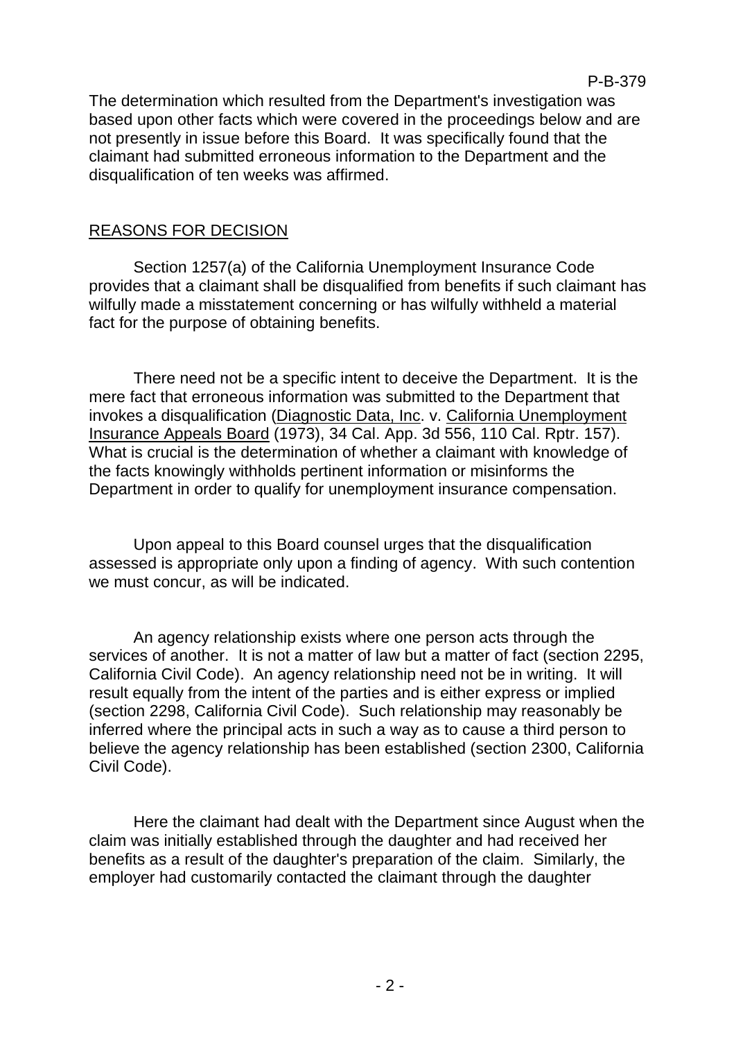The determination which resulted from the Department's investigation was based upon other facts which were covered in the proceedings below and are not presently in issue before this Board. It was specifically found that the claimant had submitted erroneous information to the Department and the disqualification of ten weeks was affirmed.

## REASONS FOR DECISION

Section 1257(a) of the California Unemployment Insurance Code provides that a claimant shall be disqualified from benefits if such claimant has wilfully made a misstatement concerning or has wilfully withheld a material fact for the purpose of obtaining benefits.

There need not be a specific intent to deceive the Department. It is the mere fact that erroneous information was submitted to the Department that invokes a disqualification (Diagnostic Data, Inc. v. California Unemployment Insurance Appeals Board (1973), 34 Cal. App. 3d 556, 110 Cal. Rptr. 157). What is crucial is the determination of whether a claimant with knowledge of the facts knowingly withholds pertinent information or misinforms the Department in order to qualify for unemployment insurance compensation.

Upon appeal to this Board counsel urges that the disqualification assessed is appropriate only upon a finding of agency. With such contention we must concur, as will be indicated.

An agency relationship exists where one person acts through the services of another. It is not a matter of law but a matter of fact (section 2295, California Civil Code). An agency relationship need not be in writing. It will result equally from the intent of the parties and is either express or implied (section 2298, California Civil Code). Such relationship may reasonably be inferred where the principal acts in such a way as to cause a third person to believe the agency relationship has been established (section 2300, California Civil Code).

Here the claimant had dealt with the Department since August when the claim was initially established through the daughter and had received her benefits as a result of the daughter's preparation of the claim. Similarly, the employer had customarily contacted the claimant through the daughter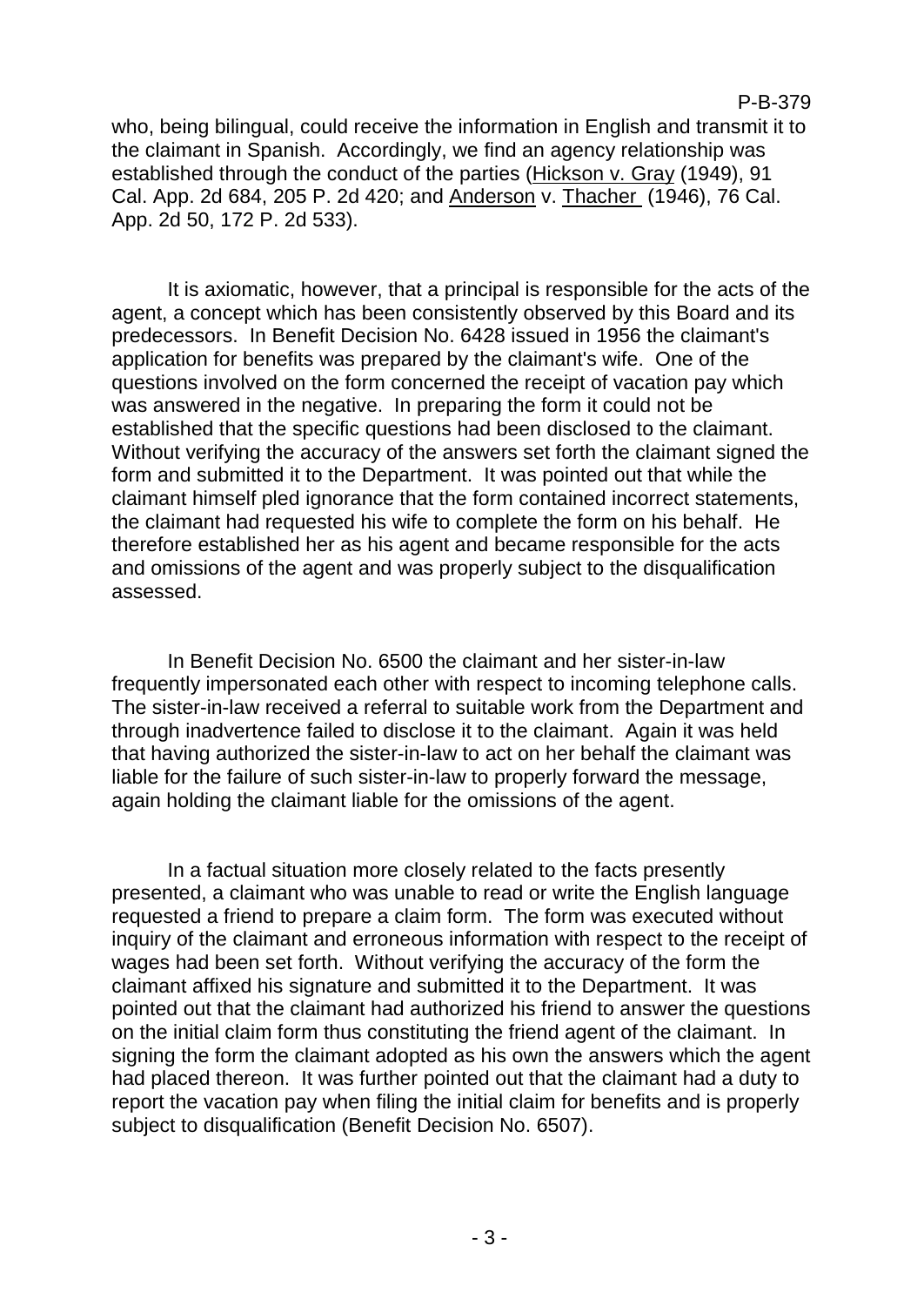who, being bilingual, could receive the information in English and transmit it to the claimant in Spanish. Accordingly, we find an agency relationship was established through the conduct of the parties (Hickson v. Gray (1949), 91 Cal. App. 2d 684, 205 P. 2d 420; and Anderson v. Thacher (1946), 76 Cal. App. 2d 50, 172 P. 2d 533).

It is axiomatic, however, that a principal is responsible for the acts of the agent, a concept which has been consistently observed by this Board and its predecessors. In Benefit Decision No. 6428 issued in 1956 the claimant's application for benefits was prepared by the claimant's wife. One of the questions involved on the form concerned the receipt of vacation pay which was answered in the negative. In preparing the form it could not be established that the specific questions had been disclosed to the claimant. Without verifying the accuracy of the answers set forth the claimant signed the form and submitted it to the Department. It was pointed out that while the claimant himself pled ignorance that the form contained incorrect statements, the claimant had requested his wife to complete the form on his behalf. He therefore established her as his agent and became responsible for the acts and omissions of the agent and was properly subject to the disqualification assessed.

In Benefit Decision No. 6500 the claimant and her sister-in-law frequently impersonated each other with respect to incoming telephone calls. The sister-in-law received a referral to suitable work from the Department and through inadvertence failed to disclose it to the claimant. Again it was held that having authorized the sister-in-law to act on her behalf the claimant was liable for the failure of such sister-in-law to properly forward the message, again holding the claimant liable for the omissions of the agent.

In a factual situation more closely related to the facts presently presented, a claimant who was unable to read or write the English language requested a friend to prepare a claim form. The form was executed without inquiry of the claimant and erroneous information with respect to the receipt of wages had been set forth. Without verifying the accuracy of the form the claimant affixed his signature and submitted it to the Department. It was pointed out that the claimant had authorized his friend to answer the questions on the initial claim form thus constituting the friend agent of the claimant. In signing the form the claimant adopted as his own the answers which the agent had placed thereon. It was further pointed out that the claimant had a duty to report the vacation pay when filing the initial claim for benefits and is properly subject to disqualification (Benefit Decision No. 6507).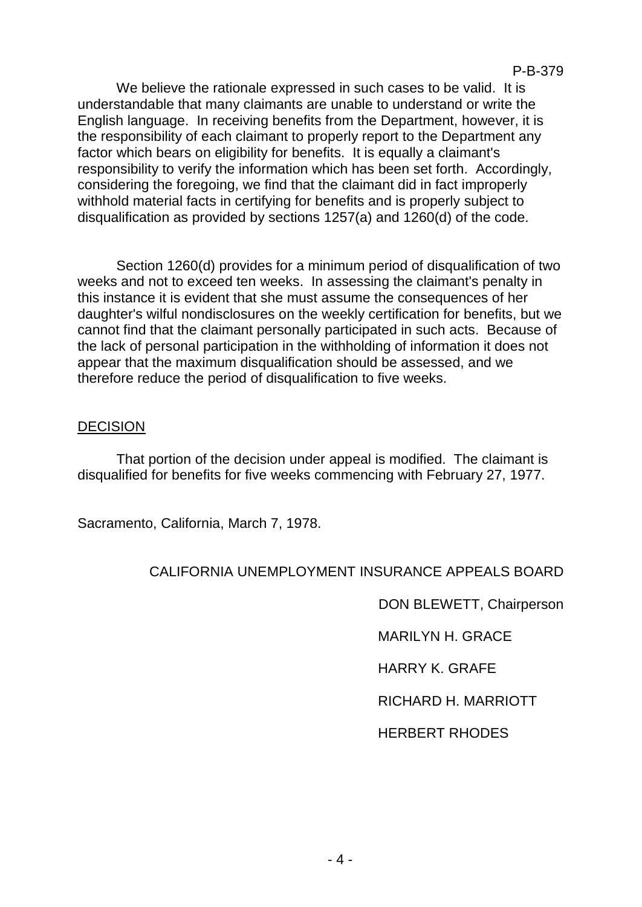We believe the rationale expressed in such cases to be valid. It is understandable that many claimants are unable to understand or write the English language. In receiving benefits from the Department, however, it is the responsibility of each claimant to properly report to the Department any factor which bears on eligibility for benefits. It is equally a claimant's responsibility to verify the information which has been set forth. Accordingly, considering the foregoing, we find that the claimant did in fact improperly withhold material facts in certifying for benefits and is properly subject to disqualification as provided by sections 1257(a) and 1260(d) of the code.

Section 1260(d) provides for a minimum period of disqualification of two weeks and not to exceed ten weeks. In assessing the claimant's penalty in this instance it is evident that she must assume the consequences of her daughter's wilful nondisclosures on the weekly certification for benefits, but we cannot find that the claimant personally participated in such acts. Because of the lack of personal participation in the withholding of information it does not appear that the maximum disqualification should be assessed, and we therefore reduce the period of disqualification to five weeks.

## DECISION

That portion of the decision under appeal is modified. The claimant is disqualified for benefits for five weeks commencing with February 27, 1977.

Sacramento, California, March 7, 1978.

CALIFORNIA UNEMPLOYMENT INSURANCE APPEALS BOARD

DON BLEWETT, Chairperson

MARILYN H. GRACE

HARRY K. GRAFE

RICHARD H. MARRIOTT

HERBERT RHODES